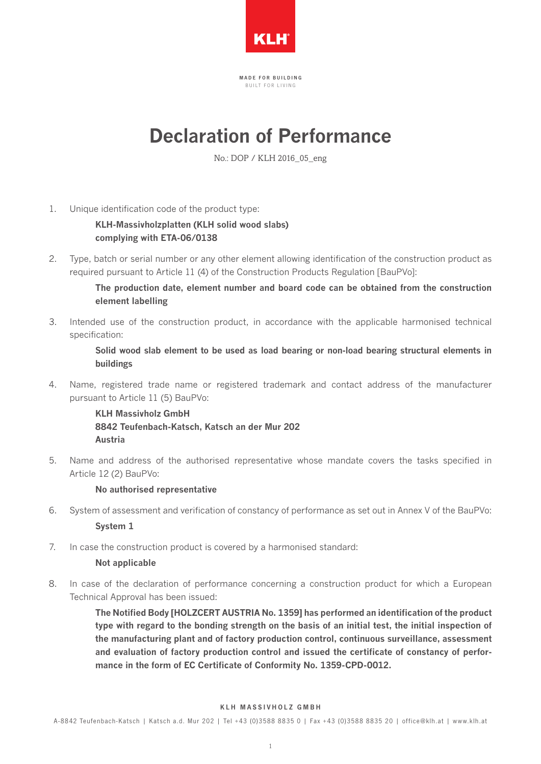KLH

MADE FOR BUILDING
BUILT FOR LIVING

# Declaration of Performance

No.: DOP / KLH 2016_05_eng

1. Unique identification code of the product type:

   **KLH-Massivholzplatten (KLH solid wood slabs)**
   **complying with ETA-06/0138**

2. Type, batch or serial number or any other element allowing identification of the construction product as required pursuant to Article 11 (4) of the Construction Products Regulation [BauPVo]:

   **The production date, element number and board code can be obtained from the construction element labelling**

3. Intended use of the construction product, in accordance with the applicable harmonised technical specification:

   **Solid wood slab element to be used as load bearing or non-load bearing structural elements in buildings**

4. Name, registered trade name or registered trademark and contact address of the manufacturer pursuant to Article 11 (5) BauPVo:

   **KLH Massivholz GmbH**
   **8842 Teufenbach-Katsch, Katsch an der Mur 202**
   **Austria**

5. Name and address of the authorised representative whose mandate covers the tasks specified in Article 12 (2) BauPVo:

   **No authorised representative**

6. System of assessment and verification of constancy of performance as set out in Annex V of the BauPVo:

   **System 1**

7. In case the construction product is covered by a harmonised standard:

   **Not applicable**

8. In case of the declaration of performance concerning a construction product for which a European Technical Approval has been issued:

   **The Notified Body [HOLZCERT AUSTRIA No. 1359] has performed an identification of the product type with regard to the bonding strength on the basis of an initial test, the initial inspection of the manufacturing plant and of factory production control, continuous surveillance, assessment and evaluation of factory production control and issued the certificate of constancy of performance in the form of EC Certificate of Conformity No. 1359-CPD-0012.**

KLH MASSIVHOLZ GMBH

A-8842 Teufenbach-Katsch | Katsch a.d. Mur 202 | Tel +43 (0)3588 8835 0 | Fax +43 (0)3588 8835 20 | office@klh.at | www.klh.at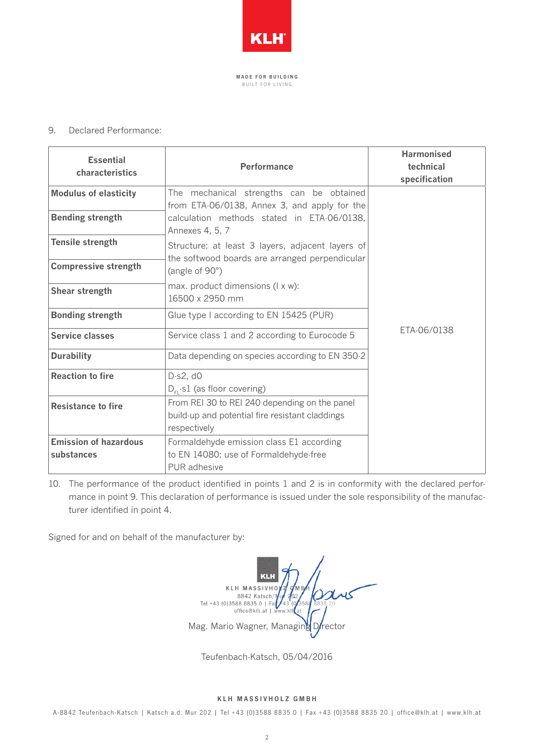9. Declared Performance:

| Essential characteristics | Performance | Harmonised technical specification |
|---|---|---|
| **Modulus of elasticity** | The mechanical strengths can be obtained from ETA-06/0138, Annex 3, and apply for the calculation methods stated in ETA-06/0138, Annexes 4, 5, 7 | ETA-06/0138 |
| **Bending strength** | | |
| **Tensile strength** | Structure: at least 3 layers, adjacent layers of the softwood boards are arranged perpendicular (angle of 90°) | |
| **Compressive strength** | | |
| **Shear strength** | max. product dimensions (l x w): 16500 x 2950 mm | |
| **Bonding strength** | Glue type I according to EN 15425 (PUR) | |
| **Service classes** | Service class 1 and 2 according to Eurocode 5 | |
| **Durability** | Data depending on species according to EN 350-2 | |
| **Reaction to fire** | D-s2, d0<br>$D_{FL}$-s1 (as floor covering) | |
| **Resistance to fire** | From REI 30 to REI 240 depending on the panel build-up and potential fire resistant claddings respectively | |
| **Emission of hazardous substances** | Formaldehyde emission class E1 according to EN 14080; use of Formaldehyde-free PUR adhesive | |

10. The performance of the product identified in points 1 and 2 is in conformity with the declared performance in point 9. This declaration of performance is issued under the sole responsibility of the manufacturer identified in point 4.

Signed for and on behalf of the manufacturer by:

KLH MASSIVHOLZ GMBH
8842 Katsch/Mur 202
Tel +43 (0)3588 8835 0 | Fax +43 (0)3588 8835 20
office@klh.at | www.klh.at

Mag. Mario Wagner, Managing Director

Teufenbach-Katsch, 05/04/2016